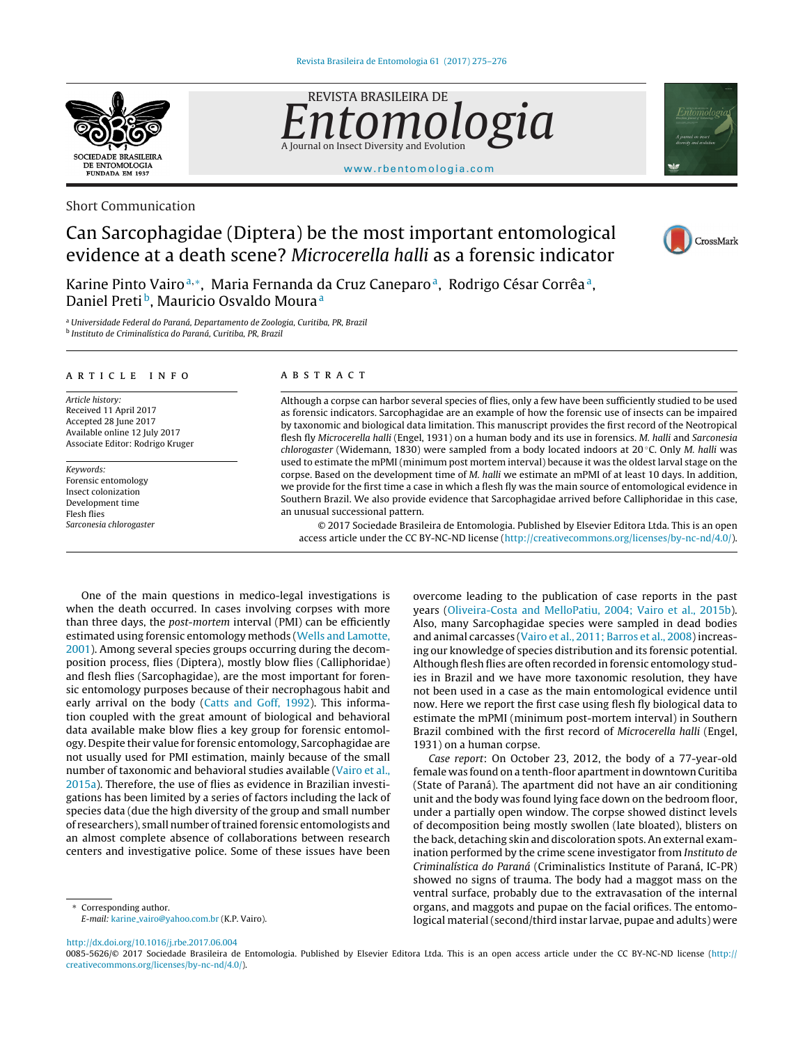Short Communication

# Can Sarcophagidae (Diptera) be the most important entomological evidence at a death scene? *Microcerella halli* as a forensic indicator

Karine Pinto Vairo[a,*], Maria Fernanda da Cruz Caneparo[a], Rodrigo César Corrêa[a], Daniel Preti[b], Mauricio Osvaldo Moura[a]

[a] *Universidade Federal do Paraná, Departamento de Zoologia, Curitiba, PR, Brazil*
[b] *Instituto de Criminalística do Paraná, Curitiba, PR, Brazil*

## ARTICLE INFO

*Article history:*
Received 11 April 2017
Accepted 28 June 2017
Available online 12 July 2017
Associate Editor: Rodrigo Kruger

*Keywords:*
Forensic entomology
Insect colonization
Development time
Flesh flies
*Sarconesia chlorogaster*

## ABSTRACT

Although a corpse can harbor several species of flies, only a few have been sufficiently studied to be used as forensic indicators. Sarcophagidae are an example of how the forensic use of insects can be impaired by taxonomic and biological data limitation. This manuscript provides the first record of the Neotropical flesh fly *Microcerella halli* (Engel, 1931) on a human body and its use in forensics. *M. halli* and *Sarconesia chlorogaster* (Widemann, 1830) were sampled from a body located indoors at 20 °C. Only *M. halli* was used to estimate the mPMI (minimum post mortem interval) because it was the oldest larval stage on the corpse. Based on the development time of *M. halli* we estimate an mPMI of at least 10 days. In addition, we provide for the first time a case in which a flesh fly was the main source of entomological evidence in Southern Brazil. We also provide evidence that Sarcophagidae arrived before Calliphoridae in this case, an unusual successional pattern.

© 2017 Sociedade Brasileira de Entomologia. Published by Elsevier Editora Ltda. This is an open access article under the CC BY-NC-ND license (http://creativecommons.org/licenses/by-nc-nd/4.0/).

One of the main questions in medico-legal investigations is when the death occurred. In cases involving corpses with more than three days, the *post-mortem* interval (PMI) can be efficiently estimated using forensic entomology methods (Wells and Lamotte, 2001). Among several species groups occurring during the decomposition process, flies (Diptera), mostly blow flies (Calliphoridae) and flesh flies (Sarcophagidae), are the most important for forensic entomology purposes because of their necrophagous habit and early arrival on the body (Catts and Goff, 1992). This information coupled with the great amount of biological and behavioral data available make blow flies a key group for forensic entomology. Despite their value for forensic entomology, Sarcophagidae are not usually used for PMI estimation, mainly because of the small number of taxonomic and behavioral studies available (Vairo et al., 2015a). Therefore, the use of flies as evidence in Brazilian investigations has been limited by a series of factors including the lack of species data (due the high diversity of the group and small number of researchers), small number of trained forensic entomologists and an almost complete absence of collaborations between research centers and investigative police. Some of these issues have been overcome leading to the publication of case reports in the past years (Oliveira-Costa and MelloPatiu, 2004; Vairo et al., 2015b). Also, many Sarcophagidae species were sampled in dead bodies and animal carcasses (Vairo et al., 2011; Barros et al., 2008) increasing our knowledge of species distribution and its forensic potential. Although flesh flies are often recorded in forensic entomology studies in Brazil and we have more taxonomic resolution, they have not been used in a case as the main entomological evidence until now. Here we report the first case using flesh fly biological data to estimate the mPMI (minimum post-mortem interval) in Southern Brazil combined with the first record of *Microcerella halli* (Engel, 1931) on a human corpse.

*Case report*: On October 23, 2012, the body of a 77-year-old female was found on a tenth-floor apartment in downtown Curitiba (State of Paraná). The apartment did not have an air conditioning unit and the body was found lying face down on the bedroom floor, under a partially open window. The corpse showed distinct levels of decomposition being mostly swollen (late bloated), blisters on the back, detaching skin and discoloration spots. An external examination performed by the crime scene investigator from *Instituto de Criminalística do Paraná* (Criminalistics Institute of Paraná, IC-PR) showed no signs of trauma. The body had a maggot mass on the ventral surface, probably due to the extravasation of the internal organs, and maggots and pupae on the facial orifices. The entomological material (second/third instar larvae, pupae and adults) were

* Corresponding author.
*E-mail:* karine_vairo@yahoo.com.br (K.P. Vairo).

http://dx.doi.org/10.1016/j.rbe.2017.06.004
0085-5626/© 2017 Sociedade Brasileira de Entomologia. Published by Elsevier Editora Ltda. This is an open access article under the CC BY-NC-ND license (http://creativecommons.org/licenses/by-nc-nd/4.0/).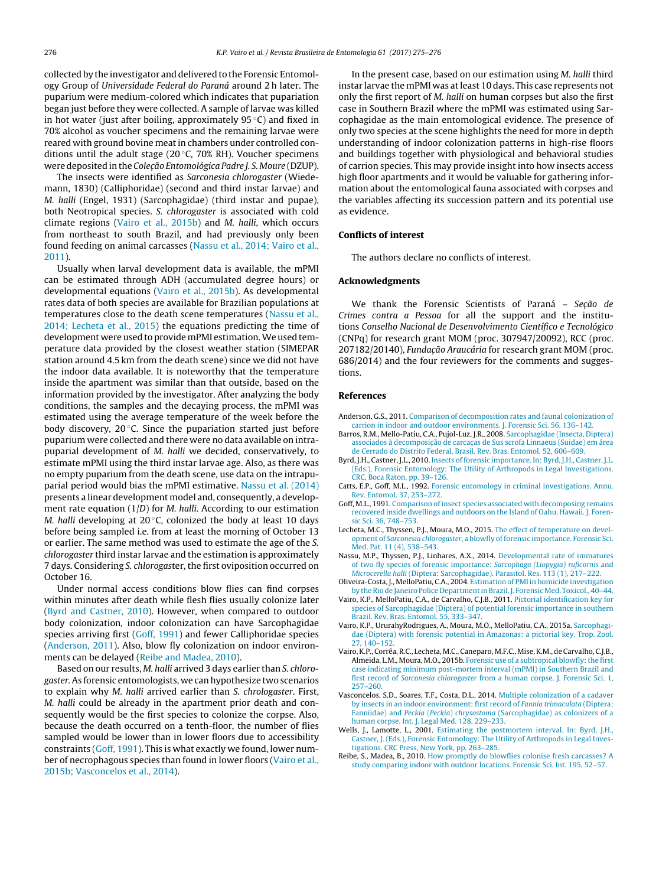collected by the investigator and delivered to the Forensic Entomology Group of *Universidade Federal do Paraná* around 2 h later. The puparium were medium-colored which indicates that pupariation began just before they were collected. A sample of larvae was killed in hot water (just after boiling, approximately 95 °C) and fixed in 70% alcohol as voucher specimens and the remaining larvae were reared with ground bovine meat in chambers under controlled conditions until the adult stage (20 °C, 70% RH). Voucher specimens were deposited in the *Coleção Entomológica Padre J. S. Moure* (DZUP).

The insects were identified as *Sarconesia chlorogaster* (Wiedemann, 1830) (Calliphoridae) (second and third instar larvae) and *M. halli* (Engel, 1931) (Sarcophagidae) (third instar and pupae), both Neotropical species. *S. chlorogaster* is associated with cold climate regions (Vairo et al., 2015b) and *M. halli*, which occurs from northeast to south Brazil, and had previously only been found feeding on animal carcasses (Nassu et al., 2014; Vairo et al., 2011).

Usually when larval development data is available, the mPMI can be estimated through ADH (accumulated degree hours) or developmental equations (Vairo et al., 2015b). As developmental rates data of both species are available for Brazilian populations at temperatures close to the death scene temperatures (Nassu et al., 2014; Lecheta et al., 2015) the equations predicting the time of development were used to provide mPMI estimation. We used temperature data provided by the closest weather station (SIMEPAR station around 4.5 km from the death scene) since we did not have the indoor data available. It is noteworthy that the temperature inside the apartment was similar than that outside, based on the information provided by the investigator. After analyzing the body conditions, the samples and the decaying process, the mPMI was estimated using the average temperature of the week before the body discovery, 20 °C. Since the pupariation started just before puparium were collected and there were no data available on intrapuparial development of *M. halli* we decided, conservatively, to estimate mPMI using the third instar larvae age. Also, as there was no empty puparium from the death scene, use data on the intrapuparial period would bias the mPMI estimative. Nassu et al. (2014) presents a linear development model and, consequently, a development rate equation (1/*D*) for *M. halli*. According to our estimation *M. halli* developing at 20 °C, colonized the body at least 10 days before being sampled i.e. from at least the morning of October 13 or earlier. The same method was used to estimate the age of the *S. chlorogaster* third instar larvae and the estimation is approximately 7 days. Considering *S. chlorogas*ter, the first oviposition occurred on October 16.

Under normal access conditions blow flies can find corpses within minutes after death while flesh flies usually colonize later (Byrd and Castner, 2010). However, when compared to outdoor body colonization, indoor colonization can have Sarcophagidae species arriving first (Goff, 1991) and fewer Calliphoridae species (Anderson, 2011). Also, blow fly colonization on indoor environments can be delayed (Reibe and Madea, 2010).

Based on our results, *M. halli* arrived 3 days earlier than *S. chlorogaster*. As forensic entomologists, we can hypothesize two scenarios to explain why *M. halli* arrived earlier than *S. chrologaster*. First, *M. halli* could be already in the apartment prior death and consequently would be the first species to colonize the corpse. Also, because the death occurred on a tenth-floor, the number of flies sampled would be lower than in lower floors due to accessibility constraints (Goff, 1991). This is what exactly we found, lower number of necrophagous species than found in lower floors (Vairo et al., 2015b; Vasconcelos et al., 2014).

In the present case, based on our estimation using *M. halli* third instar larvae the mPMI was at least 10 days. This case represents not only the first report of *M. halli* on human corpses but also the first case in Southern Brazil where the mPMI was estimated using Sarcophagidae as the main entomological evidence. The presence of only two species at the scene highlights the need for more in depth understanding of indoor colonization patterns in high-rise floors and buildings together with physiological and behavioral studies of carrion species. This may provide insight into how insects access high floor apartments and it would be valuable for gathering information about the entomological fauna associated with corpses and the variables affecting its succession pattern and its potential use as evidence.

## Conflicts of interest

The authors declare no conflicts of interest.

## Acknowledgments

We thank the Forensic Scientists of Paraná – *Seção de Crimes contra a Pessoa* for all the support and the institutions *Conselho Nacional de Desenvolvimento Científico e Tecnológico* (CNPq) for research grant MOM (proc. 307947/20092), RCC (proc. 207182/20140), *Fundação Araucária* for research grant MOM (proc. 686/2014) and the four reviewers for the comments and suggestions.

## References

Anderson, G.S., 2011. Comparison of decomposition rates and faunal colonization of carrion in indoor and outdoor environments. J. Forensic Sci. 56, 136–142.

Barros, R.M., Mello-Patiu, C.A., Pujol-Luz, J.R., 2008. Sarcophagidae (Insecta, Diptera) associados à decomposição de carcaças de Sus scrofa Linnaeus (Suidae) em área de Cerrado do Distrito Federal, Brasil. Rev. Bras. Entomol. 52, 606–609.

Byrd, J.H., Castner, J.L., 2010. Insects of forensic importance. In: Byrd, J.H., Castner, J.L. (Eds.), Forensic Entomology: The Utility of Arthropods in Legal Investigations. CRC, Boca Raton, pp. 39–126.

Catts, E.P., Goff, M.L., 1992. Forensic entomology in criminal investigations. Annu. Rev. Entomol. 37, 253–272.

Goff, M.L., 1991. Comparison of insect species associated with decomposing remains recovered inside dwellings and outdoors on the Island of Oahu, Hawaii. J. Forensic Sci. 36, 748–753.

Lecheta, M.C., Thyssen, P.J., Moura, M.O., 2015. The effect of temperature on development of *Sarconesia chlorogaster*, a blowfly of forensic importance. Forensic Sci. Med. Pat. 11 (4), 538–543.

Nassu, M.P., Thyssen, P.J., Linhares, A.X., 2014. Developmental rate of immatures of two fly species of forensic importance: *Sarcophaga (Liopygia) ruficornis* and *Microcerella halli* (Diptera: Sarcophagidae). Parasitol. Res. 113 (1), 217–222.

Oliveira-Costa, J., MelloPatiu, C.A., 2004. Estimation of PMI in homicide investigation by the Rio de Janeiro Police Department in Brazil. J. Forensic Med. Toxicol., 40–44.

Vairo, K.P., MelloPatiu, C.A., de Carvalho, C.J.B., 2011. Pictorial identification key for species of Sarcophagidae (Diptera) of potential forensic importance in southern Brazil. Rev. Bras. Entomol. 55, 333–347.

Vairo, K.P., UrurahyRodrigues, A., Moura, M.O., MelloPatiu, C.A., 2015a. Sarcophagidae (Diptera) with forensic potential in Amazonas: a pictorial key. Trop. Zool. 27, 140–152.

Vairo, K.P., Corrêa, R.C., Lecheta, M.C., Caneparo, M.F.C., Mise, K.M., de Carvalho, C.J.B., Almeida, L.M., Moura, M.O., 2015b. Forensic use of a subtropical blowfly: the first case indicating minimum post-mortem interval (mPMI) in Southern Brazil and first record of *Sarconesia chlorogaster* from a human corpse. J. Forensic Sci. 1, 257–260.

Vasconcelos, S.D., Soares, T.F., Costa, D.L., 2014. Multiple colonization of a cadaver by insects in an indoor environment: first record of *Fannia trimaculata* (Diptera: Fanniidae) and *Peckia* (*Peckia*) *chrysostoma* (Sarcophagidae) as colonizers of a human corpse. Int. J. Legal Med. 128, 229–233.

Wells, J., Lamotte, L., 2001. Estimating the postmortem interval. In: Byrd, J.H., Castner, J. (Eds.), Forensic Entomology: The Utility of Arthropods in Legal Investigations. CRC Press, New York, pp. 263–285.

Reibe, S., Madea, B., 2010. How promptly do blowflies colonise fresh carcasses? A study comparing indoor with outdoor locations. Forensic Sci. Int. 195, 52–57.